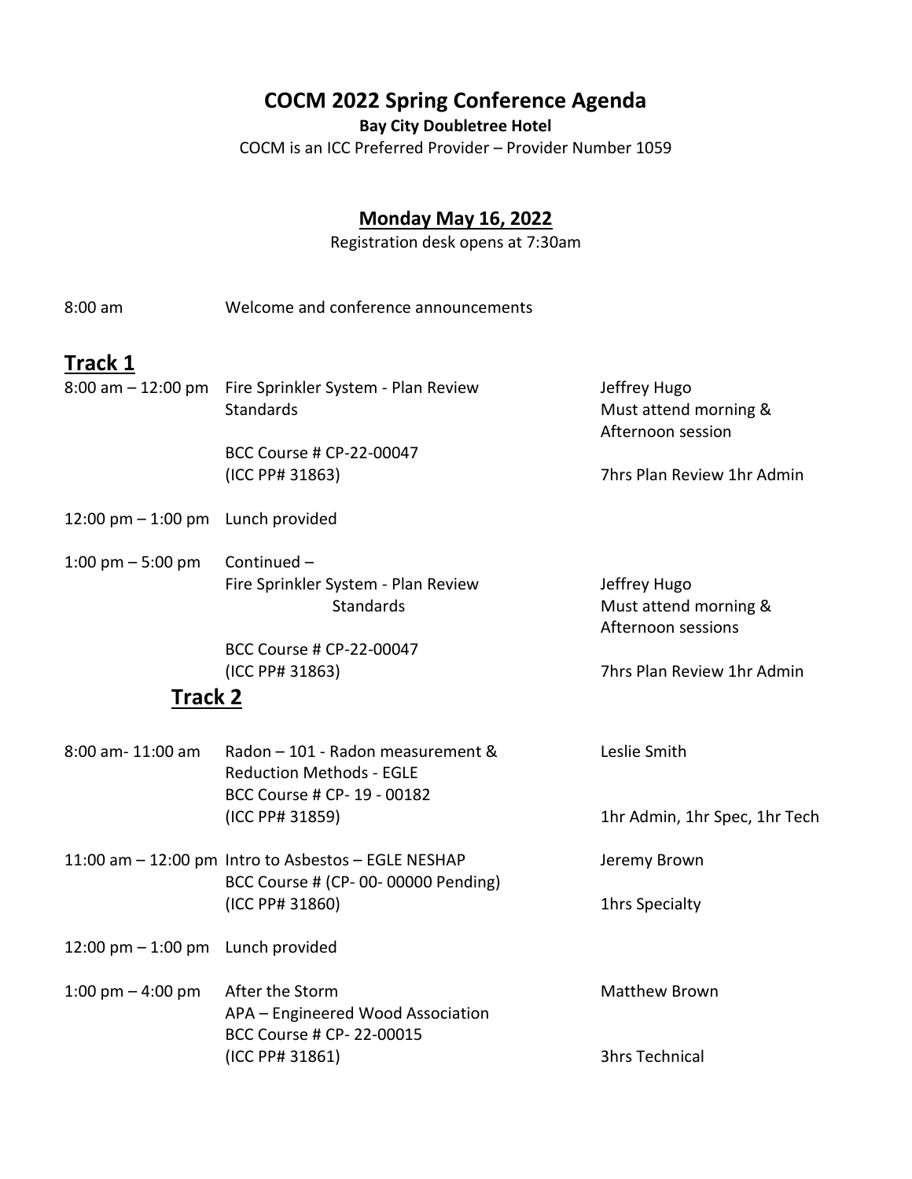# COCM 2022 Spring Conference Agenda

**Bay City Doubletree Hotel**

COCM is an ICC Preferred Provider – Provider Number 1059

## Monday May 16, 2022

Registration desk opens at 7:30am

8:00 am — Welcome and conference announcements

## Track 1

| Time | Session | Presenter / Credits |
|---|---|---|
| 8:00 am – 12:00 pm | Fire Sprinkler System - Plan Review Standards<br><br>BCC Course # CP-22-00047<br>(ICC PP# 31863) | Jeffrey Hugo<br>Must attend morning & Afternoon session<br><br>7hrs Plan Review 1hr Admin |
| 12:00 pm – 1:00 pm | Lunch provided | |
| 1:00 pm – 5:00 pm | Continued –<br>Fire Sprinkler System - Plan Review Standards<br><br>BCC Course # CP-22-00047<br>(ICC PP# 31863) | Jeffrey Hugo<br>Must attend morning & Afternoon sessions<br><br>7hrs Plan Review 1hr Admin |

## Track 2

| Time | Session | Presenter / Credits |
|---|---|---|
| 8:00 am- 11:00 am | Radon – 101 - Radon measurement & Reduction Methods - EGLE<br>BCC Course # CP- 19 - 00182<br>(ICC PP# 31859) | Leslie Smith<br><br>1hr Admin, 1hr Spec, 1hr Tech |
| 11:00 am – 12:00 pm | Intro to Asbestos – EGLE NESHAP<br>BCC Course # (CP- 00- 00000 Pending)<br>(ICC PP# 31860) | Jeremy Brown<br><br>1hrs Specialty |
| 12:00 pm – 1:00 pm | Lunch provided | |
| 1:00 pm – 4:00 pm | After the Storm<br>APA – Engineered Wood Association<br>BCC Course # CP- 22-00015<br>(ICC PP# 31861) | Matthew Brown<br><br>3hrs Technical |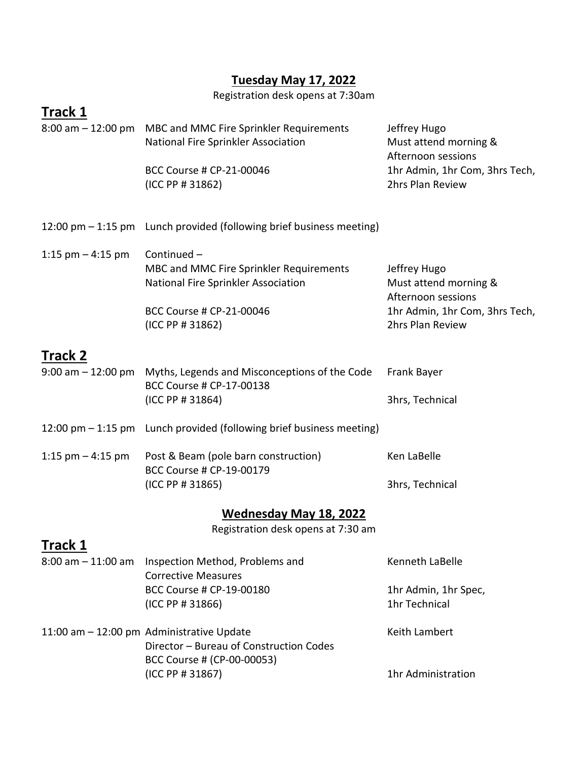## Tuesday May 17, 2022

Registration desk opens at 7:30am

## Track 1

| | | |
|---|---|---|
| 8:00 am – 12:00 pm | MBC and MMC Fire Sprinkler Requirements<br>National Fire Sprinkler Association<br><br>BCC Course # CP-21-00046<br>(ICC PP # 31862) | Jeffrey Hugo<br>Must attend morning & Afternoon sessions<br>1hr Admin, 1hr Com, 3hrs Tech, 2hrs Plan Review |
| 12:00 pm – 1:15 pm | Lunch provided (following brief business meeting) | |
| 1:15 pm – 4:15 pm | Continued –<br>MBC and MMC Fire Sprinkler Requirements<br>National Fire Sprinkler Association<br><br>BCC Course # CP-21-00046<br>(ICC PP # 31862) | Jeffrey Hugo<br>Must attend morning & Afternoon sessions<br>1hr Admin, 1hr Com, 3hrs Tech, 2hrs Plan Review |

## Track 2

| | | |
|---|---|---|
| 9:00 am – 12:00 pm | Myths, Legends and Misconceptions of the Code<br>BCC Course # CP-17-00138<br>(ICC PP # 31864) | Frank Bayer<br><br>3hrs, Technical |
| 12:00 pm – 1:15 pm | Lunch provided (following brief business meeting) | |
| 1:15 pm – 4:15 pm | Post & Beam (pole barn construction)<br>BCC Course # CP-19-00179<br>(ICC PP # 31865) | Ken LaBelle<br><br>3hrs, Technical |

## Wednesday May 18, 2022

Registration desk opens at 7:30 am

## Track 1

| | | |
|---|---|---|
| 8:00 am – 11:00 am | Inspection Method, Problems and Corrective Measures<br>BCC Course # CP-19-00180<br>(ICC PP # 31866) | Kenneth LaBelle<br><br>1hr Admin, 1hr Spec, 1hr Technical |
| 11:00 am – 12:00 pm | Administrative Update<br>Director – Bureau of Construction Codes<br>BCC Course # (CP-00-00053)<br>(ICC PP # 31867) | Keith Lambert<br><br>1hr Administration |